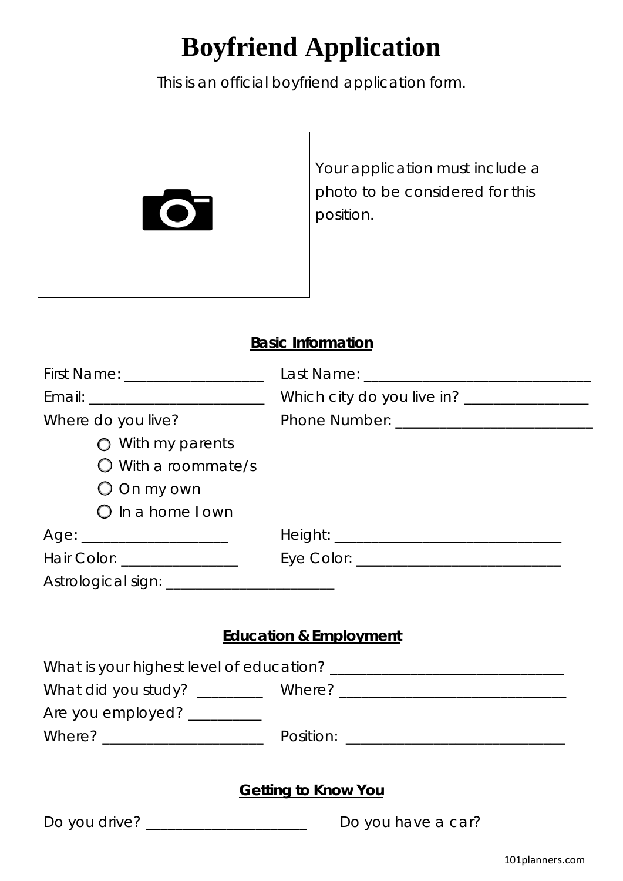# Boyfriend Application

This is an official boyfriend application form.

Your application must include a photo to be considered for this position.

## Basic Information

First Name: ___________________ Last Name: _______________________________

Email: ________________________ Which city do you live in? _________________

Where do you live?

- ○ With my parents
- ○ With a roommate/s
- ○ On my own
- ○ In a home I own

Phone Number: ___________________________

Age: ____________________ Height: ______________________________

Hair Color: ________________ Eye Color: ____________________________

Astrological sign: _______________________

## Education & Employment

What is your highest level of education? _______________________________

What did you study? _________ Where? _______________________________

Are you employed? _________

Where? ______________________ Position: ______________________________

## Getting to Know You

Do you drive? ______________________ Do you have a car? ___________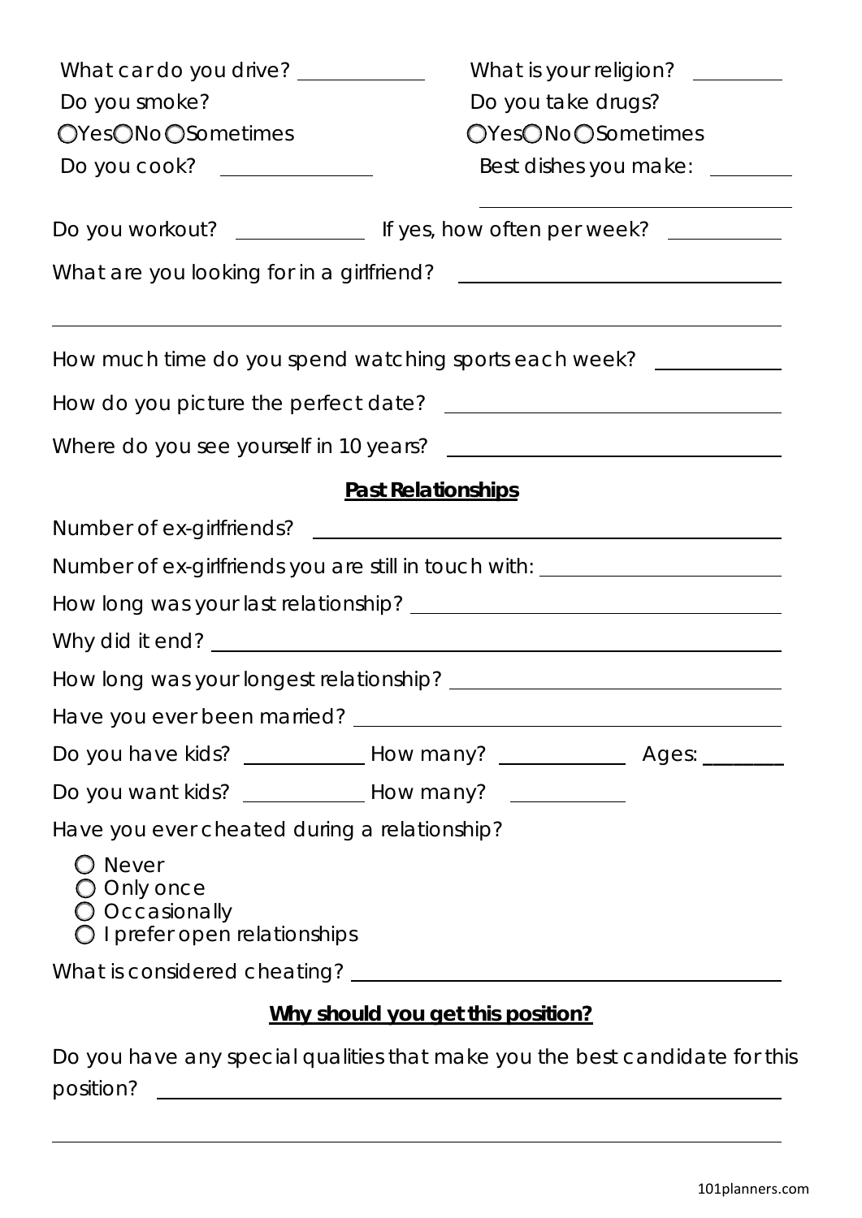What car do you drive? ____________

What is your religion? __________

Do you smoke?

○ Yes ○ No ○ Sometimes

Do you take drugs?

○ Yes ○ No ○ Sometimes

Do you cook? ______________

Best dishes you make: ________

________________________________

Do you workout? ____________ If yes, how often per week? ___________

What are you looking for in a girlfriend? ____________________________

________________________________________________________________

How much time do you spend watching sports each week? ___________

How do you picture the perfect date? ______________________________

Where do you see yourself in 10 years? ____________________________

## Past Relationships

Number of ex-girlfriends? ______________________________________

Number of ex-girlfriends you are still in touch with: _____________________

How long was your last relationship? _______________________________

Why did it end? __________________________________________________

How long was your longest relationship? ____________________________

Have you ever been married? ____________________________________

Do you have kids? ___________ How many? ____________ Ages: ________

Do you want kids? ___________ How many? ___________

Have you ever cheated during a relationship?

- ○ Never
- ○ Only once
- ○ Occasionally
- ○ I prefer open relationships

What is considered cheating? ____________________________________

## Why should you get this position?

Do you have any special qualities that make you the best candidate for this position? ________________________________________________

________________________________________________________________

101planners.com